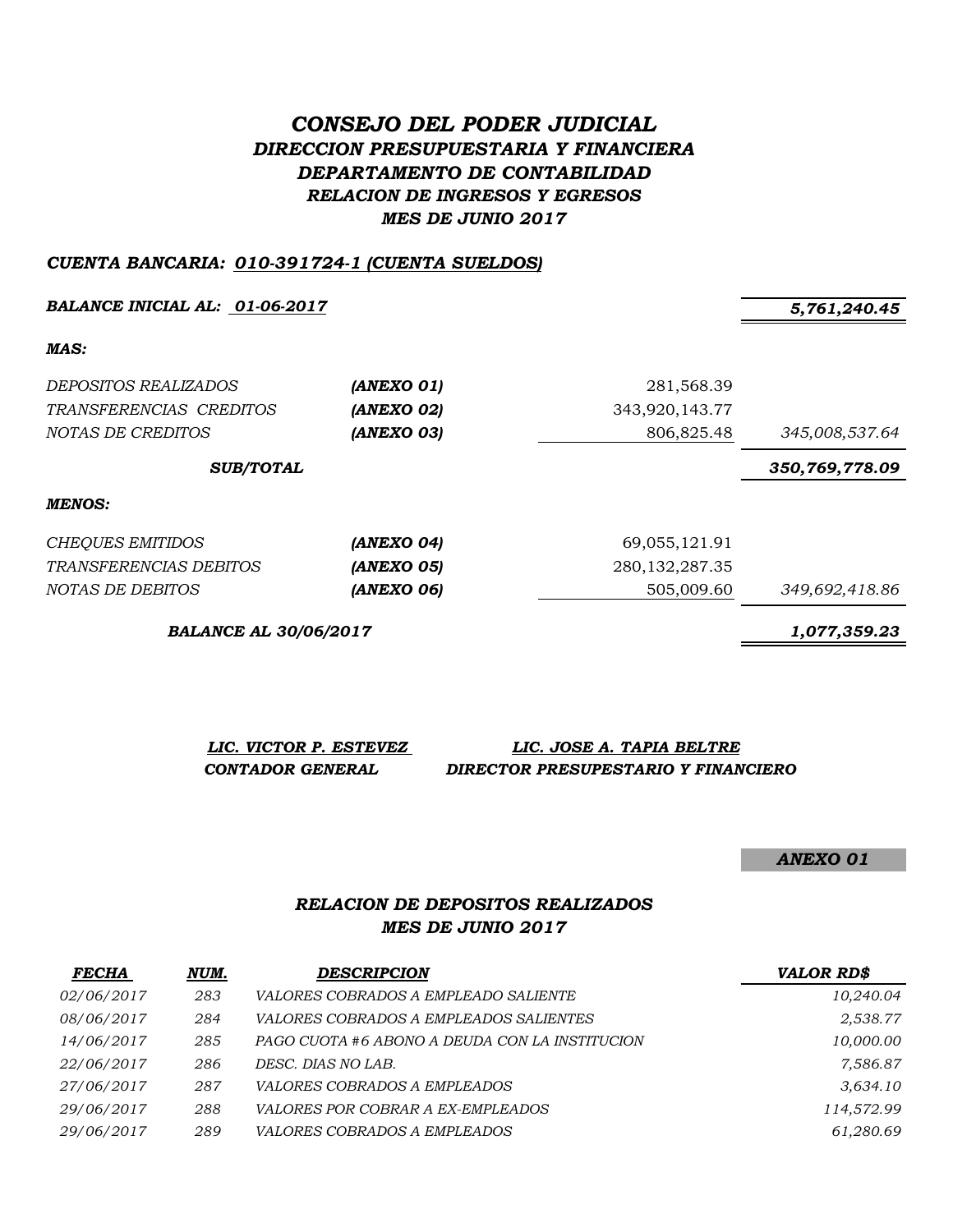# *CONSEJO DEL PODER JUDICIAL*
## *DIRECCION PRESUPUESTARIA Y FINANCIERA*
## *DEPARTAMENTO DE CONTABILIDAD*
### *RELACION DE INGRESOS Y EGRESOS*
### *MES DE JUNIO 2017*

***CUENTA BANCARIA: 010-391724-1 (CUENTA SUELDOS)***

| | | | |
|---|---|---|---|
| ***BALANCE INICIAL AL: 01-06-2017*** | | | ***5,761,240.45*** |
| ***MAS:*** | | | |
| *DEPOSITOS REALIZADOS* | ***(ANEXO 01)*** | 281,568.39 | |
| *TRANSFERENCIAS CREDITOS* | ***(ANEXO 02)*** | 343,920,143.77 | |
| *NOTAS DE CREDITOS* | ***(ANEXO 03)*** | 806,825.48 | *345,008,537.64* |
| ***SUB/TOTAL*** | | | ***350,769,778.09*** |
| ***MENOS:*** | | | |
| *CHEQUES EMITIDOS* | ***(ANEXO 04)*** | 69,055,121.91 | |
| *TRANSFERENCIAS DEBITOS* | ***(ANEXO 05)*** | 280,132,287.35 | |
| *NOTAS DE DEBITOS* | ***(ANEXO 06)*** | 505,009.60 | *349,692,418.86* |
| ***BALANCE AL 30/06/2017*** | | | ***1,077,359.23*** |

***LIC. VICTOR P. ESTEVEZ***
***CONTADOR GENERAL***

***LIC. JOSE A. TAPIA BELTRE***
***DIRECTOR PRESUPESTARIO Y FINANCIERO***

***ANEXO 01***

### *RELACION DE DEPOSITOS REALIZADOS*
### *MES DE JUNIO 2017*

| ***FECHA*** | ***NUM.*** | ***DESCRIPCION*** | ***VALOR RD$*** |
|---|---|---|---|
| *02/06/2017* | *283* | *VALORES COBRADOS A EMPLEADO SALIENTE* | *10,240.04* |
| *08/06/2017* | *284* | *VALORES COBRADOS A EMPLEADOS SALIENTES* | *2,538.77* |
| *14/06/2017* | *285* | *PAGO CUOTA #6 ABONO A DEUDA CON LA INSTITUCION* | *10,000.00* |
| *22/06/2017* | *286* | *DESC. DIAS NO LAB.* | *7,586.87* |
| *27/06/2017* | *287* | *VALORES COBRADOS A EMPLEADOS* | *3,634.10* |
| *29/06/2017* | *288* | *VALORES POR COBRAR A EX-EMPLEADOS* | *114,572.99* |
| *29/06/2017* | *289* | *VALORES COBRADOS A EMPLEADOS* | *61,280.69* |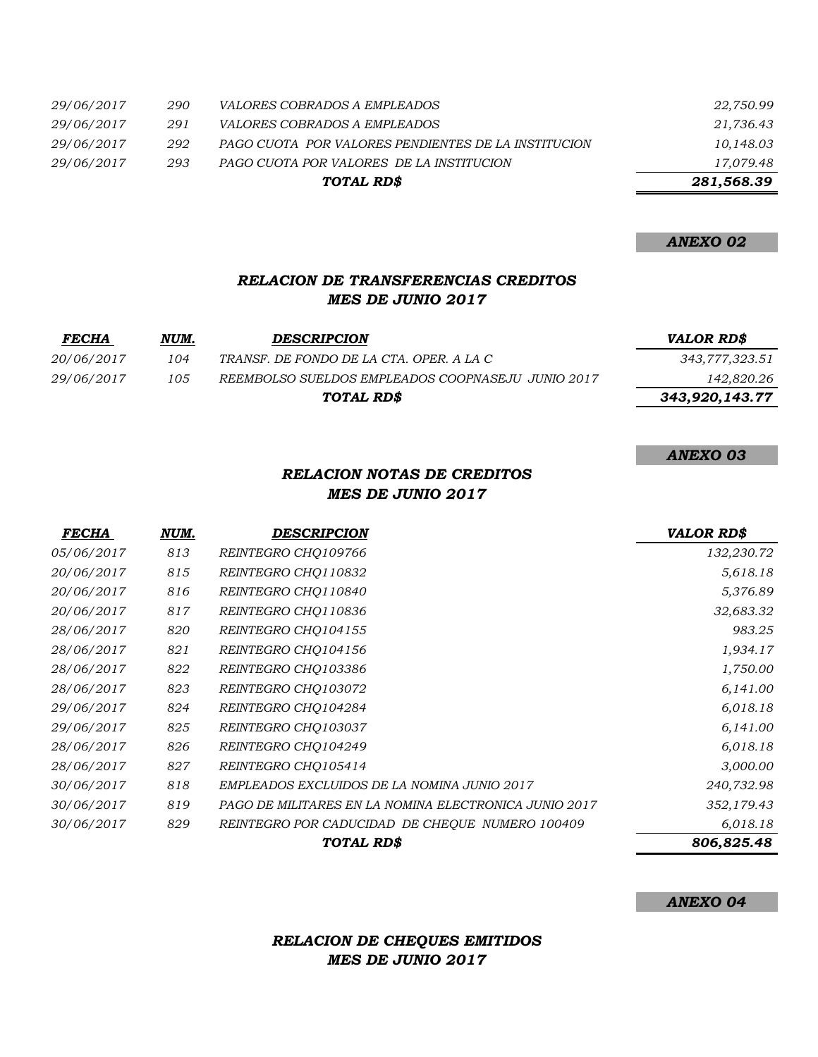| | | | |
|---|---|---|---|
| *29/06/2017* | *290* | *VALORES COBRADOS A EMPLEADOS* | *22,750.99* |
| *29/06/2017* | *291* | *VALORES COBRADOS A EMPLEADOS* | *21,736.43* |
| *29/06/2017* | *292* | *PAGO CUOTA POR VALORES PENDIENTES DE LA INSTITUCION* | *10,148.03* |
| *29/06/2017* | *293* | *PAGO CUOTA POR VALORES DE LA INSTITUCION* | *17,079.48* |
| | | ***TOTAL RD$*** | ***281,568.39*** |

***ANEXO 02***

### *RELACION DE TRANSFERENCIAS CREDITOS*
### *MES DE JUNIO 2017*

| *FECHA* | *NUM.* | *DESCRIPCION* | *VALOR RD$* |
|---|---|---|---|
| *20/06/2017* | *104* | *TRANSF. DE FONDO DE LA CTA. OPER. A LA C* | *343,777,323.51* |
| *29/06/2017* | *105* | *REEMBOLSO SUELDOS EMPLEADOS COOPNASEJU JUNIO 2017* | *142,820.26* |
| | | ***TOTAL RD$*** | ***343,920,143.77*** |

***ANEXO 03***

### *RELACION NOTAS DE CREDITOS*
### *MES DE JUNIO 2017*

| *FECHA* | *NUM.* | *DESCRIPCION* | *VALOR RD$* |
|---|---|---|---|
| *05/06/2017* | *813* | *REINTEGRO CHQ109766* | *132,230.72* |
| *20/06/2017* | *815* | *REINTEGRO CHQ110832* | *5,618.18* |
| *20/06/2017* | *816* | *REINTEGRO CHQ110840* | *5,376.89* |
| *20/06/2017* | *817* | *REINTEGRO CHQ110836* | *32,683.32* |
| *28/06/2017* | *820* | *REINTEGRO CHQ104155* | *983.25* |
| *28/06/2017* | *821* | *REINTEGRO CHQ104156* | *1,934.17* |
| *28/06/2017* | *822* | *REINTEGRO CHQ103386* | *1,750.00* |
| *28/06/2017* | *823* | *REINTEGRO CHQ103072* | *6,141.00* |
| *29/06/2017* | *824* | *REINTEGRO CHQ104284* | *6,018.18* |
| *29/06/2017* | *825* | *REINTEGRO CHQ103037* | *6,141.00* |
| *28/06/2017* | *826* | *REINTEGRO CHQ104249* | *6,018.18* |
| *28/06/2017* | *827* | *REINTEGRO CHQ105414* | *3,000.00* |
| *30/06/2017* | *818* | *EMPLEADOS EXCLUIDOS DE LA NOMINA JUNIO 2017* | *240,732.98* |
| *30/06/2017* | *819* | *PAGO DE MILITARES EN LA NOMINA ELECTRONICA JUNIO 2017* | *352,179.43* |
| *30/06/2017* | *829* | *REINTEGRO POR CADUCIDAD DE CHEQUE NUMERO 100409* | *6,018.18* |
| | | ***TOTAL RD$*** | ***806,825.48*** |

***ANEXO 04***

### *RELACION DE CHEQUES EMITIDOS*
### *MES DE JUNIO 2017*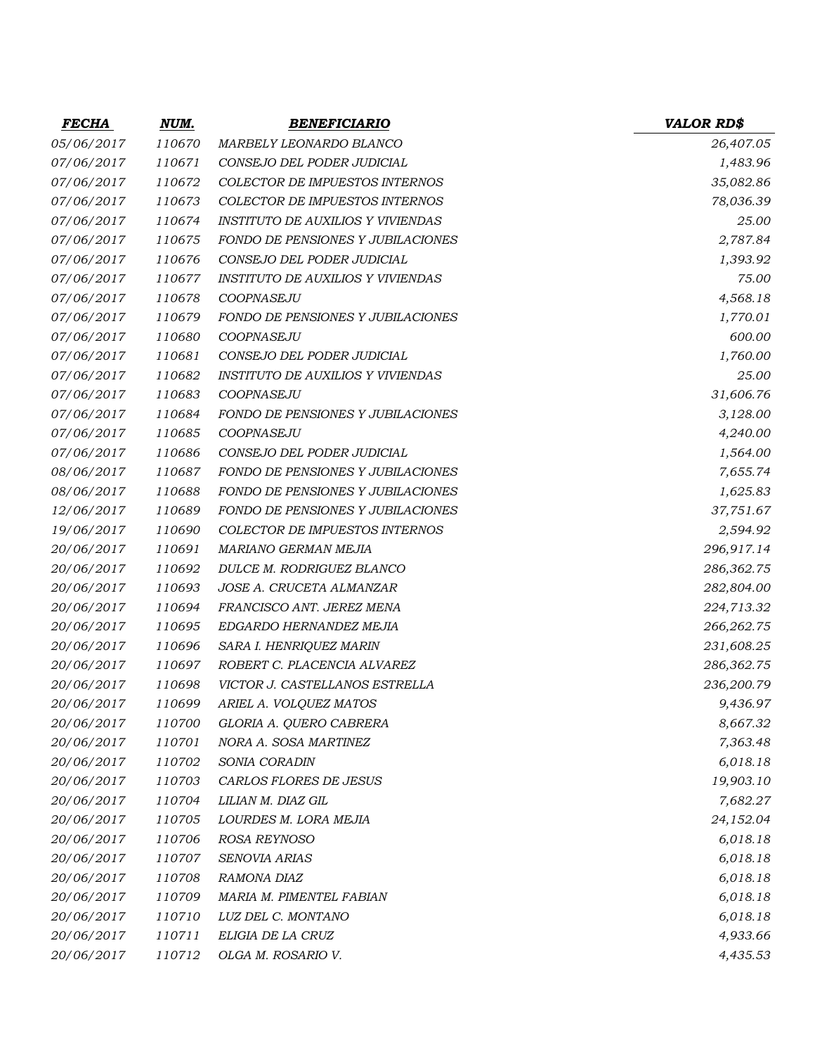| FECHA | NUM. | BENEFICIARIO | VALOR RD$ |
|---|---|---|---|
| 05/06/2017 | 110670 | MARBELY LEONARDO BLANCO | 26,407.05 |
| 07/06/2017 | 110671 | CONSEJO DEL PODER JUDICIAL | 1,483.96 |
| 07/06/2017 | 110672 | COLECTOR DE IMPUESTOS INTERNOS | 35,082.86 |
| 07/06/2017 | 110673 | COLECTOR DE IMPUESTOS INTERNOS | 78,036.39 |
| 07/06/2017 | 110674 | INSTITUTO DE AUXILIOS Y VIVIENDAS | 25.00 |
| 07/06/2017 | 110675 | FONDO DE PENSIONES Y JUBILACIONES | 2,787.84 |
| 07/06/2017 | 110676 | CONSEJO DEL PODER JUDICIAL | 1,393.92 |
| 07/06/2017 | 110677 | INSTITUTO DE AUXILIOS Y VIVIENDAS | 75.00 |
| 07/06/2017 | 110678 | COOPNASEJU | 4,568.18 |
| 07/06/2017 | 110679 | FONDO DE PENSIONES Y JUBILACIONES | 1,770.01 |
| 07/06/2017 | 110680 | COOPNASEJU | 600.00 |
| 07/06/2017 | 110681 | CONSEJO DEL PODER JUDICIAL | 1,760.00 |
| 07/06/2017 | 110682 | INSTITUTO DE AUXILIOS Y VIVIENDAS | 25.00 |
| 07/06/2017 | 110683 | COOPNASEJU | 31,606.76 |
| 07/06/2017 | 110684 | FONDO DE PENSIONES Y JUBILACIONES | 3,128.00 |
| 07/06/2017 | 110685 | COOPNASEJU | 4,240.00 |
| 07/06/2017 | 110686 | CONSEJO DEL PODER JUDICIAL | 1,564.00 |
| 08/06/2017 | 110687 | FONDO DE PENSIONES Y JUBILACIONES | 7,655.74 |
| 08/06/2017 | 110688 | FONDO DE PENSIONES Y JUBILACIONES | 1,625.83 |
| 12/06/2017 | 110689 | FONDO DE PENSIONES Y JUBILACIONES | 37,751.67 |
| 19/06/2017 | 110690 | COLECTOR DE IMPUESTOS INTERNOS | 2,594.92 |
| 20/06/2017 | 110691 | MARIANO GERMAN MEJIA | 296,917.14 |
| 20/06/2017 | 110692 | DULCE M. RODRIGUEZ BLANCO | 286,362.75 |
| 20/06/2017 | 110693 | JOSE A. CRUCETA ALMANZAR | 282,804.00 |
| 20/06/2017 | 110694 | FRANCISCO ANT. JEREZ MENA | 224,713.32 |
| 20/06/2017 | 110695 | EDGARDO HERNANDEZ MEJIA | 266,262.75 |
| 20/06/2017 | 110696 | SARA I. HENRIQUEZ MARIN | 231,608.25 |
| 20/06/2017 | 110697 | ROBERT C. PLACENCIA ALVAREZ | 286,362.75 |
| 20/06/2017 | 110698 | VICTOR J. CASTELLANOS ESTRELLA | 236,200.79 |
| 20/06/2017 | 110699 | ARIEL A. VOLQUEZ MATOS | 9,436.97 |
| 20/06/2017 | 110700 | GLORIA A. QUERO CABRERA | 8,667.32 |
| 20/06/2017 | 110701 | NORA A. SOSA MARTINEZ | 7,363.48 |
| 20/06/2017 | 110702 | SONIA CORADIN | 6,018.18 |
| 20/06/2017 | 110703 | CARLOS FLORES DE JESUS | 19,903.10 |
| 20/06/2017 | 110704 | LILIAN M. DIAZ GIL | 7,682.27 |
| 20/06/2017 | 110705 | LOURDES M. LORA MEJIA | 24,152.04 |
| 20/06/2017 | 110706 | ROSA REYNOSO | 6,018.18 |
| 20/06/2017 | 110707 | SENOVIA ARIAS | 6,018.18 |
| 20/06/2017 | 110708 | RAMONA DIAZ | 6,018.18 |
| 20/06/2017 | 110709 | MARIA M. PIMENTEL FABIAN | 6,018.18 |
| 20/06/2017 | 110710 | LUZ DEL C. MONTANO | 6,018.18 |
| 20/06/2017 | 110711 | ELIGIA DE LA CRUZ | 4,933.66 |
| 20/06/2017 | 110712 | OLGA M. ROSARIO V. | 4,435.53 |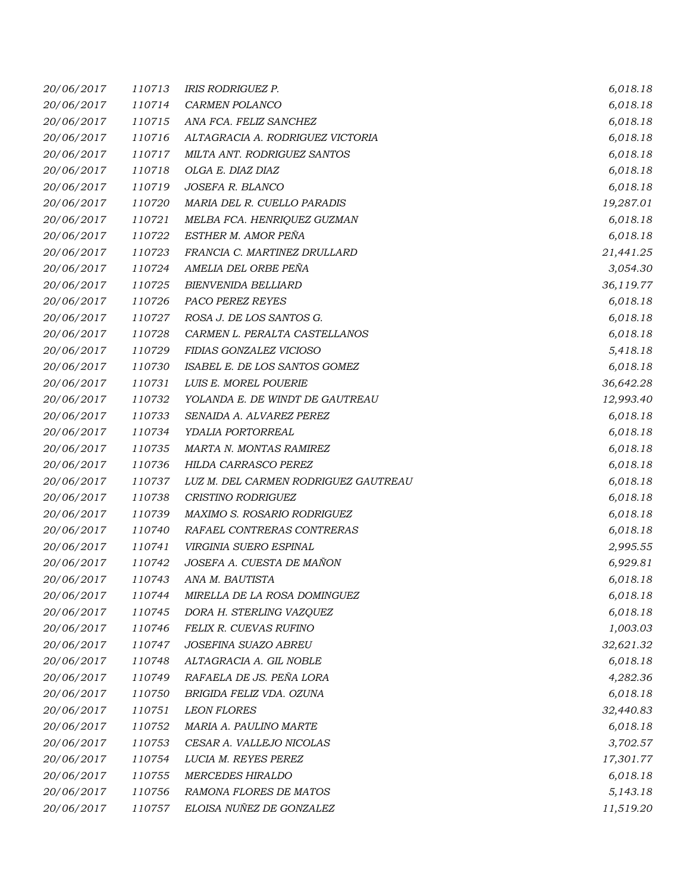| | | | |
|---|---|---|---|
| 20/06/2017 | 110713 | IRIS RODRIGUEZ P. | 6,018.18 |
| 20/06/2017 | 110714 | CARMEN POLANCO | 6,018.18 |
| 20/06/2017 | 110715 | ANA FCA. FELIZ SANCHEZ | 6,018.18 |
| 20/06/2017 | 110716 | ALTAGRACIA A. RODRIGUEZ VICTORIA | 6,018.18 |
| 20/06/2017 | 110717 | MILTA ANT. RODRIGUEZ SANTOS | 6,018.18 |
| 20/06/2017 | 110718 | OLGA E. DIAZ DIAZ | 6,018.18 |
| 20/06/2017 | 110719 | JOSEFA R. BLANCO | 6,018.18 |
| 20/06/2017 | 110720 | MARIA DEL R. CUELLO PARADIS | 19,287.01 |
| 20/06/2017 | 110721 | MELBA FCA. HENRIQUEZ GUZMAN | 6,018.18 |
| 20/06/2017 | 110722 | ESTHER M. AMOR PEÑA | 6,018.18 |
| 20/06/2017 | 110723 | FRANCIA C. MARTINEZ DRULLARD | 21,441.25 |
| 20/06/2017 | 110724 | AMELIA DEL ORBE PEÑA | 3,054.30 |
| 20/06/2017 | 110725 | BIENVENIDA BELLIARD | 36,119.77 |
| 20/06/2017 | 110726 | PACO PEREZ REYES | 6,018.18 |
| 20/06/2017 | 110727 | ROSA J. DE LOS SANTOS G. | 6,018.18 |
| 20/06/2017 | 110728 | CARMEN L. PERALTA CASTELLANOS | 6,018.18 |
| 20/06/2017 | 110729 | FIDIAS GONZALEZ VICIOSO | 5,418.18 |
| 20/06/2017 | 110730 | ISABEL E. DE LOS SANTOS GOMEZ | 6,018.18 |
| 20/06/2017 | 110731 | LUIS E. MOREL POUERIE | 36,642.28 |
| 20/06/2017 | 110732 | YOLANDA E. DE WINDT DE GAUTREAU | 12,993.40 |
| 20/06/2017 | 110733 | SENAIDA A. ALVAREZ PEREZ | 6,018.18 |
| 20/06/2017 | 110734 | YDALIA PORTORREAL | 6,018.18 |
| 20/06/2017 | 110735 | MARTA N. MONTAS RAMIREZ | 6,018.18 |
| 20/06/2017 | 110736 | HILDA CARRASCO PEREZ | 6,018.18 |
| 20/06/2017 | 110737 | LUZ M. DEL CARMEN RODRIGUEZ GAUTREAU | 6,018.18 |
| 20/06/2017 | 110738 | CRISTINO RODRIGUEZ | 6,018.18 |
| 20/06/2017 | 110739 | MAXIMO S. ROSARIO RODRIGUEZ | 6,018.18 |
| 20/06/2017 | 110740 | RAFAEL CONTRERAS CONTRERAS | 6,018.18 |
| 20/06/2017 | 110741 | VIRGINIA SUERO ESPINAL | 2,995.55 |
| 20/06/2017 | 110742 | JOSEFA A. CUESTA DE MAÑON | 6,929.81 |
| 20/06/2017 | 110743 | ANA M. BAUTISTA | 6,018.18 |
| 20/06/2017 | 110744 | MIRELLA DE LA ROSA DOMINGUEZ | 6,018.18 |
| 20/06/2017 | 110745 | DORA H. STERLING VAZQUEZ | 6,018.18 |
| 20/06/2017 | 110746 | FELIX R. CUEVAS RUFINO | 1,003.03 |
| 20/06/2017 | 110747 | JOSEFINA SUAZO ABREU | 32,621.32 |
| 20/06/2017 | 110748 | ALTAGRACIA A. GIL NOBLE | 6,018.18 |
| 20/06/2017 | 110749 | RAFAELA DE JS. PEÑA LORA | 4,282.36 |
| 20/06/2017 | 110750 | BRIGIDA FELIZ VDA. OZUNA | 6,018.18 |
| 20/06/2017 | 110751 | LEON FLORES | 32,440.83 |
| 20/06/2017 | 110752 | MARIA A. PAULINO MARTE | 6,018.18 |
| 20/06/2017 | 110753 | CESAR A. VALLEJO NICOLAS | 3,702.57 |
| 20/06/2017 | 110754 | LUCIA M. REYES PEREZ | 17,301.77 |
| 20/06/2017 | 110755 | MERCEDES HIRALDO | 6,018.18 |
| 20/06/2017 | 110756 | RAMONA FLORES DE MATOS | 5,143.18 |
| 20/06/2017 | 110757 | ELOISA NUÑEZ DE GONZALEZ | 11,519.20 |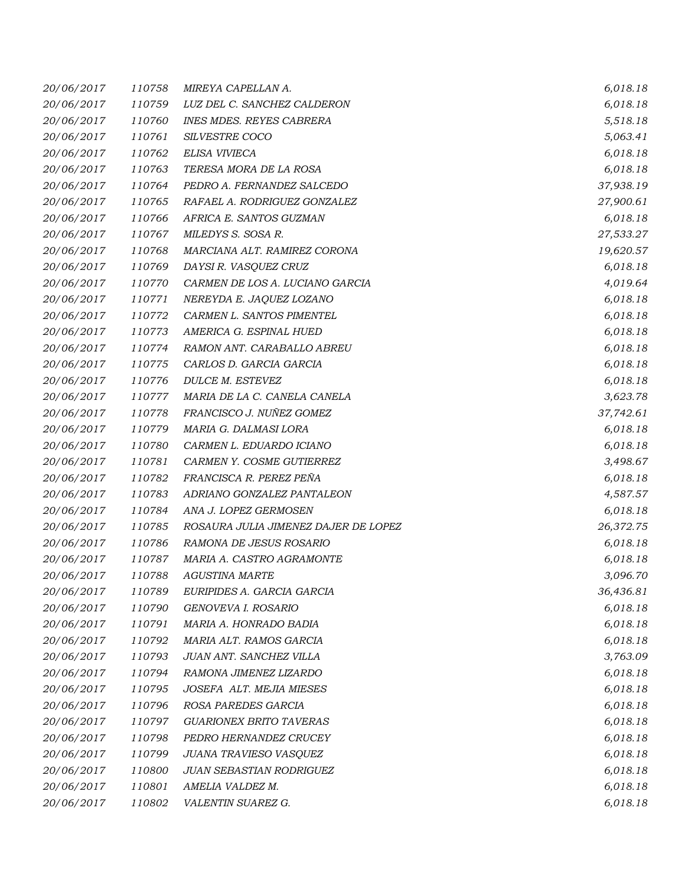| | | | |
|---|---|---|---|
| 20/06/2017 | 110758 | MIREYA CAPELLAN A. | 6,018.18 |
| 20/06/2017 | 110759 | LUZ DEL C. SANCHEZ CALDERON | 6,018.18 |
| 20/06/2017 | 110760 | INES MDES. REYES CABRERA | 5,518.18 |
| 20/06/2017 | 110761 | SILVESTRE COCO | 5,063.41 |
| 20/06/2017 | 110762 | ELISA VIVIECA | 6,018.18 |
| 20/06/2017 | 110763 | TERESA MORA DE LA ROSA | 6,018.18 |
| 20/06/2017 | 110764 | PEDRO A. FERNANDEZ SALCEDO | 37,938.19 |
| 20/06/2017 | 110765 | RAFAEL A. RODRIGUEZ GONZALEZ | 27,900.61 |
| 20/06/2017 | 110766 | AFRICA E. SANTOS GUZMAN | 6,018.18 |
| 20/06/2017 | 110767 | MILEDYS S. SOSA R. | 27,533.27 |
| 20/06/2017 | 110768 | MARCIANA ALT. RAMIREZ CORONA | 19,620.57 |
| 20/06/2017 | 110769 | DAYSI R. VASQUEZ CRUZ | 6,018.18 |
| 20/06/2017 | 110770 | CARMEN DE LOS A. LUCIANO GARCIA | 4,019.64 |
| 20/06/2017 | 110771 | NEREYDA E. JAQUEZ LOZANO | 6,018.18 |
| 20/06/2017 | 110772 | CARMEN L. SANTOS PIMENTEL | 6,018.18 |
| 20/06/2017 | 110773 | AMERICA G. ESPINAL HUED | 6,018.18 |
| 20/06/2017 | 110774 | RAMON ANT. CARABALLO ABREU | 6,018.18 |
| 20/06/2017 | 110775 | CARLOS D. GARCIA GARCIA | 6,018.18 |
| 20/06/2017 | 110776 | DULCE M. ESTEVEZ | 6,018.18 |
| 20/06/2017 | 110777 | MARIA DE LA C. CANELA CANELA | 3,623.78 |
| 20/06/2017 | 110778 | FRANCISCO J. NUÑEZ GOMEZ | 37,742.61 |
| 20/06/2017 | 110779 | MARIA G. DALMASI LORA | 6,018.18 |
| 20/06/2017 | 110780 | CARMEN L. EDUARDO ICIANO | 6,018.18 |
| 20/06/2017 | 110781 | CARMEN Y. COSME GUTIERREZ | 3,498.67 |
| 20/06/2017 | 110782 | FRANCISCA R. PEREZ PEÑA | 6,018.18 |
| 20/06/2017 | 110783 | ADRIANO GONZALEZ PANTALEON | 4,587.57 |
| 20/06/2017 | 110784 | ANA J. LOPEZ GERMOSEN | 6,018.18 |
| 20/06/2017 | 110785 | ROSAURA JULIA JIMENEZ DAJER DE LOPEZ | 26,372.75 |
| 20/06/2017 | 110786 | RAMONA DE JESUS ROSARIO | 6,018.18 |
| 20/06/2017 | 110787 | MARIA A. CASTRO AGRAMONTE | 6,018.18 |
| 20/06/2017 | 110788 | AGUSTINA MARTE | 3,096.70 |
| 20/06/2017 | 110789 | EURIPIDES A. GARCIA GARCIA | 36,436.81 |
| 20/06/2017 | 110790 | GENOVEVA I. ROSARIO | 6,018.18 |
| 20/06/2017 | 110791 | MARIA A. HONRADO BADIA | 6,018.18 |
| 20/06/2017 | 110792 | MARIA ALT. RAMOS GARCIA | 6,018.18 |
| 20/06/2017 | 110793 | JUAN ANT. SANCHEZ VILLA | 3,763.09 |
| 20/06/2017 | 110794 | RAMONA JIMENEZ LIZARDO | 6,018.18 |
| 20/06/2017 | 110795 | JOSEFA ALT. MEJIA MIESES | 6,018.18 |
| 20/06/2017 | 110796 | ROSA PAREDES GARCIA | 6,018.18 |
| 20/06/2017 | 110797 | GUARIONEX BRITO TAVERAS | 6,018.18 |
| 20/06/2017 | 110798 | PEDRO HERNANDEZ CRUCEY | 6,018.18 |
| 20/06/2017 | 110799 | JUANA TRAVIESO VASQUEZ | 6,018.18 |
| 20/06/2017 | 110800 | JUAN SEBASTIAN RODRIGUEZ | 6,018.18 |
| 20/06/2017 | 110801 | AMELIA VALDEZ M. | 6,018.18 |
| 20/06/2017 | 110802 | VALENTIN SUAREZ G. | 6,018.18 |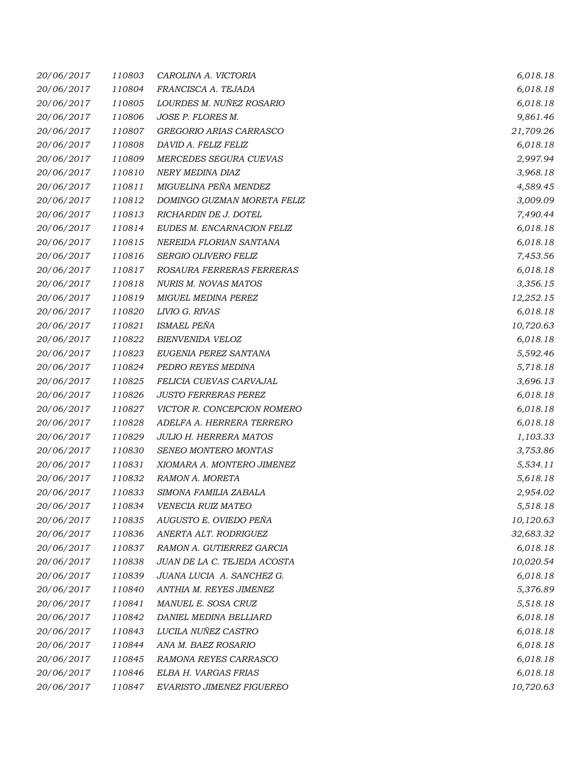| | | | |
|---|---|---|---|
| 20/06/2017 | 110803 | CAROLINA A. VICTORIA | 6,018.18 |
| 20/06/2017 | 110804 | FRANCISCA A. TEJADA | 6,018.18 |
| 20/06/2017 | 110805 | LOURDES M. NUÑEZ ROSARIO | 6,018.18 |
| 20/06/2017 | 110806 | JOSE P. FLORES M. | 9,861.46 |
| 20/06/2017 | 110807 | GREGORIO ARIAS CARRASCO | 21,709.26 |
| 20/06/2017 | 110808 | DAVID A. FELIZ FELIZ | 6,018.18 |
| 20/06/2017 | 110809 | MERCEDES SEGURA CUEVAS | 2,997.94 |
| 20/06/2017 | 110810 | NERY MEDINA DIAZ | 3,968.18 |
| 20/06/2017 | 110811 | MIGUELINA PEÑA MENDEZ | 4,589.45 |
| 20/06/2017 | 110812 | DOMINGO GUZMAN MORETA FELIZ | 3,009.09 |
| 20/06/2017 | 110813 | RICHARDIN DE J. DOTEL | 7,490.44 |
| 20/06/2017 | 110814 | EUDES M. ENCARNACION FELIZ | 6,018.18 |
| 20/06/2017 | 110815 | NEREIDA FLORIAN SANTANA | 6,018.18 |
| 20/06/2017 | 110816 | SERGIO OLIVERO FELIZ | 7,453.56 |
| 20/06/2017 | 110817 | ROSAURA FERRERAS FERRERAS | 6,018.18 |
| 20/06/2017 | 110818 | NURIS M. NOVAS MATOS | 3,356.15 |
| 20/06/2017 | 110819 | MIGUEL MEDINA PEREZ | 12,252.15 |
| 20/06/2017 | 110820 | LIVIO G. RIVAS | 6,018.18 |
| 20/06/2017 | 110821 | ISMAEL PEÑA | 10,720.63 |
| 20/06/2017 | 110822 | BIENVENIDA VELOZ | 6,018.18 |
| 20/06/2017 | 110823 | EUGENIA PEREZ SANTANA | 5,592.46 |
| 20/06/2017 | 110824 | PEDRO REYES MEDINA | 5,718.18 |
| 20/06/2017 | 110825 | FELICIA CUEVAS CARVAJAL | 3,696.13 |
| 20/06/2017 | 110826 | JUSTO FERRERAS PEREZ | 6,018.18 |
| 20/06/2017 | 110827 | VICTOR R. CONCEPCION ROMERO | 6,018.18 |
| 20/06/2017 | 110828 | ADELFA A. HERRERA TERRERO | 6,018.18 |
| 20/06/2017 | 110829 | JULIO H. HERRERA MATOS | 1,103.33 |
| 20/06/2017 | 110830 | SENEO MONTERO MONTAS | 3,753.86 |
| 20/06/2017 | 110831 | XIOMARA A. MONTERO JIMENEZ | 5,534.11 |
| 20/06/2017 | 110832 | RAMON A. MORETA | 5,618.18 |
| 20/06/2017 | 110833 | SIMONA FAMILIA ZABALA | 2,954.02 |
| 20/06/2017 | 110834 | VENECIA RUIZ MATEO | 5,518.18 |
| 20/06/2017 | 110835 | AUGUSTO E. OVIEDO PEÑA | 10,120.63 |
| 20/06/2017 | 110836 | ANERTA ALT. RODRIGUEZ | 32,683.32 |
| 20/06/2017 | 110837 | RAMON A. GUTIERREZ GARCIA | 6,018.18 |
| 20/06/2017 | 110838 | JUAN DE LA C. TEJEDA ACOSTA | 10,020.54 |
| 20/06/2017 | 110839 | JUANA LUCIA A. SANCHEZ G. | 6,018.18 |
| 20/06/2017 | 110840 | ANTHIA M. REYES JIMENEZ | 5,376.89 |
| 20/06/2017 | 110841 | MANUEL E. SOSA CRUZ | 5,518.18 |
| 20/06/2017 | 110842 | DANIEL MEDINA BELLIARD | 6,018.18 |
| 20/06/2017 | 110843 | LUCILA NUÑEZ CASTRO | 6,018.18 |
| 20/06/2017 | 110844 | ANA M. BAEZ ROSARIO | 6,018.18 |
| 20/06/2017 | 110845 | RAMONA REYES CARRASCO | 6,018.18 |
| 20/06/2017 | 110846 | ELBA H. VARGAS FRIAS | 6,018.18 |
| 20/06/2017 | 110847 | EVARISTO JIMENEZ FIGUEREO | 10,720.63 |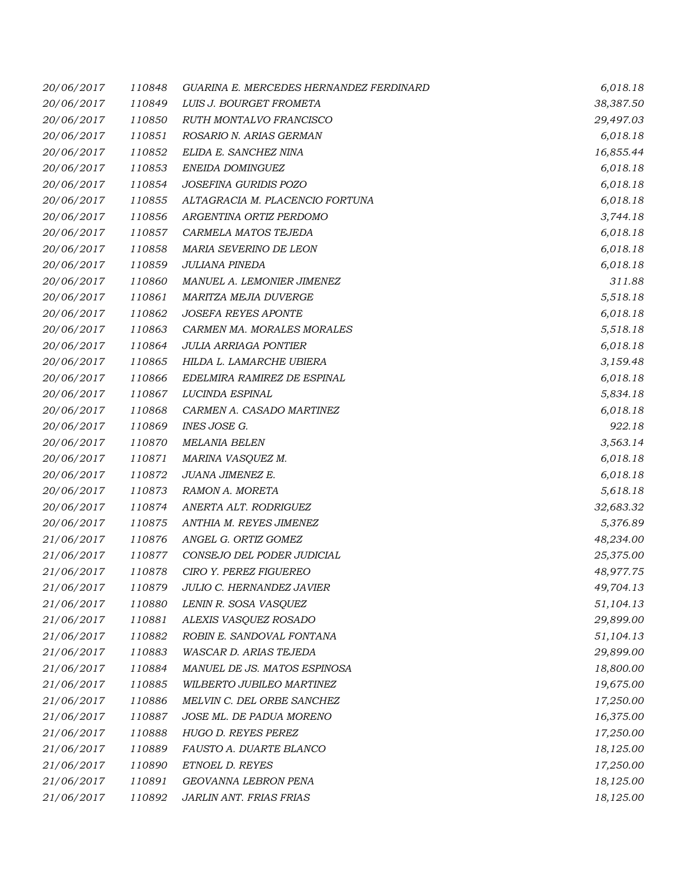| | | | |
|---|---|---|---|
| 20/06/2017 | 110848 | GUARINA E. MERCEDES HERNANDEZ FERDINARD | 6,018.18 |
| 20/06/2017 | 110849 | LUIS J. BOURGET FROMETA | 38,387.50 |
| 20/06/2017 | 110850 | RUTH MONTALVO FRANCISCO | 29,497.03 |
| 20/06/2017 | 110851 | ROSARIO N. ARIAS GERMAN | 6,018.18 |
| 20/06/2017 | 110852 | ELIDA E. SANCHEZ NINA | 16,855.44 |
| 20/06/2017 | 110853 | ENEIDA DOMINGUEZ | 6,018.18 |
| 20/06/2017 | 110854 | JOSEFINA GURIDIS POZO | 6,018.18 |
| 20/06/2017 | 110855 | ALTAGRACIA M. PLACENCIO FORTUNA | 6,018.18 |
| 20/06/2017 | 110856 | ARGENTINA ORTIZ PERDOMO | 3,744.18 |
| 20/06/2017 | 110857 | CARMELA MATOS TEJEDA | 6,018.18 |
| 20/06/2017 | 110858 | MARIA SEVERINO DE LEON | 6,018.18 |
| 20/06/2017 | 110859 | JULIANA PINEDA | 6,018.18 |
| 20/06/2017 | 110860 | MANUEL A. LEMONIER JIMENEZ | 311.88 |
| 20/06/2017 | 110861 | MARITZA MEJIA DUVERGE | 5,518.18 |
| 20/06/2017 | 110862 | JOSEFA REYES APONTE | 6,018.18 |
| 20/06/2017 | 110863 | CARMEN MA. MORALES MORALES | 5,518.18 |
| 20/06/2017 | 110864 | JULIA ARRIAGA PONTIER | 6,018.18 |
| 20/06/2017 | 110865 | HILDA L. LAMARCHE UBIERA | 3,159.48 |
| 20/06/2017 | 110866 | EDELMIRA RAMIREZ DE ESPINAL | 6,018.18 |
| 20/06/2017 | 110867 | LUCINDA ESPINAL | 5,834.18 |
| 20/06/2017 | 110868 | CARMEN A. CASADO MARTINEZ | 6,018.18 |
| 20/06/2017 | 110869 | INES JOSE G. | 922.18 |
| 20/06/2017 | 110870 | MELANIA BELEN | 3,563.14 |
| 20/06/2017 | 110871 | MARINA VASQUEZ M. | 6,018.18 |
| 20/06/2017 | 110872 | JUANA JIMENEZ E. | 6,018.18 |
| 20/06/2017 | 110873 | RAMON A. MORETA | 5,618.18 |
| 20/06/2017 | 110874 | ANERTA ALT. RODRIGUEZ | 32,683.32 |
| 20/06/2017 | 110875 | ANTHIA M. REYES JIMENEZ | 5,376.89 |
| 21/06/2017 | 110876 | ANGEL G. ORTIZ GOMEZ | 48,234.00 |
| 21/06/2017 | 110877 | CONSEJO DEL PODER JUDICIAL | 25,375.00 |
| 21/06/2017 | 110878 | CIRO Y. PEREZ FIGUEREO | 48,977.75 |
| 21/06/2017 | 110879 | JULIO C. HERNANDEZ JAVIER | 49,704.13 |
| 21/06/2017 | 110880 | LENIN R. SOSA VASQUEZ | 51,104.13 |
| 21/06/2017 | 110881 | ALEXIS VASQUEZ ROSADO | 29,899.00 |
| 21/06/2017 | 110882 | ROBIN E. SANDOVAL FONTANA | 51,104.13 |
| 21/06/2017 | 110883 | WASCAR D. ARIAS TEJEDA | 29,899.00 |
| 21/06/2017 | 110884 | MANUEL DE JS. MATOS ESPINOSA | 18,800.00 |
| 21/06/2017 | 110885 | WILBERTO JUBILEO MARTINEZ | 19,675.00 |
| 21/06/2017 | 110886 | MELVIN C. DEL ORBE SANCHEZ | 17,250.00 |
| 21/06/2017 | 110887 | JOSE ML. DE PADUA MORENO | 16,375.00 |
| 21/06/2017 | 110888 | HUGO D. REYES PEREZ | 17,250.00 |
| 21/06/2017 | 110889 | FAUSTO A. DUARTE BLANCO | 18,125.00 |
| 21/06/2017 | 110890 | ETNOEL D. REYES | 17,250.00 |
| 21/06/2017 | 110891 | GEOVANNA LEBRON PENA | 18,125.00 |
| 21/06/2017 | 110892 | JARLIN ANT. FRIAS FRIAS | 18,125.00 |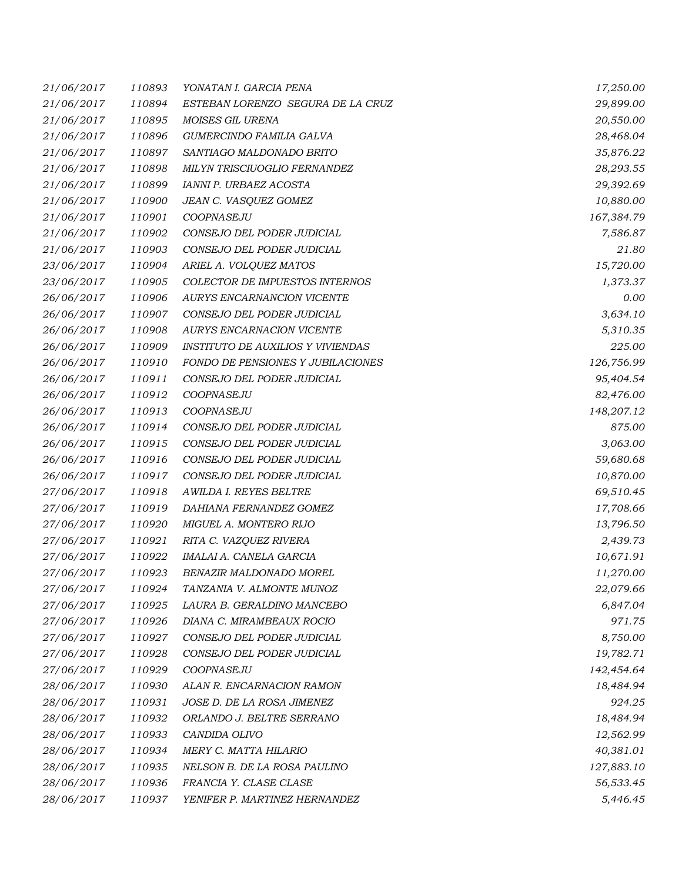| | | | |
|---|---|---|---|
| 21/06/2017 | 110893 | YONATAN I. GARCIA PENA | 17,250.00 |
| 21/06/2017 | 110894 | ESTEBAN LORENZO SEGURA DE LA CRUZ | 29,899.00 |
| 21/06/2017 | 110895 | MOISES GIL URENA | 20,550.00 |
| 21/06/2017 | 110896 | GUMERCINDO FAMILIA GALVA | 28,468.04 |
| 21/06/2017 | 110897 | SANTIAGO MALDONADO BRITO | 35,876.22 |
| 21/06/2017 | 110898 | MILYN TRISCIUOGLIO FERNANDEZ | 28,293.55 |
| 21/06/2017 | 110899 | IANNI P. URBAEZ ACOSTA | 29,392.69 |
| 21/06/2017 | 110900 | JEAN C. VASQUEZ GOMEZ | 10,880.00 |
| 21/06/2017 | 110901 | COOPNASEJU | 167,384.79 |
| 21/06/2017 | 110902 | CONSEJO DEL PODER JUDICIAL | 7,586.87 |
| 21/06/2017 | 110903 | CONSEJO DEL PODER JUDICIAL | 21.80 |
| 23/06/2017 | 110904 | ARIEL A. VOLQUEZ MATOS | 15,720.00 |
| 23/06/2017 | 110905 | COLECTOR DE IMPUESTOS INTERNOS | 1,373.37 |
| 26/06/2017 | 110906 | AURYS ENCARNANCION VICENTE | 0.00 |
| 26/06/2017 | 110907 | CONSEJO DEL PODER JUDICIAL | 3,634.10 |
| 26/06/2017 | 110908 | AURYS ENCARNACION VICENTE | 5,310.35 |
| 26/06/2017 | 110909 | INSTITUTO DE AUXILIOS Y VIVIENDAS | 225.00 |
| 26/06/2017 | 110910 | FONDO DE PENSIONES Y JUBILACIONES | 126,756.99 |
| 26/06/2017 | 110911 | CONSEJO DEL PODER JUDICIAL | 95,404.54 |
| 26/06/2017 | 110912 | COOPNASEJU | 82,476.00 |
| 26/06/2017 | 110913 | COOPNASEJU | 148,207.12 |
| 26/06/2017 | 110914 | CONSEJO DEL PODER JUDICIAL | 875.00 |
| 26/06/2017 | 110915 | CONSEJO DEL PODER JUDICIAL | 3,063.00 |
| 26/06/2017 | 110916 | CONSEJO DEL PODER JUDICIAL | 59,680.68 |
| 26/06/2017 | 110917 | CONSEJO DEL PODER JUDICIAL | 10,870.00 |
| 27/06/2017 | 110918 | AWILDA I. REYES BELTRE | 69,510.45 |
| 27/06/2017 | 110919 | DAHIANA FERNANDEZ GOMEZ | 17,708.66 |
| 27/06/2017 | 110920 | MIGUEL A. MONTERO RIJO | 13,796.50 |
| 27/06/2017 | 110921 | RITA C. VAZQUEZ RIVERA | 2,439.73 |
| 27/06/2017 | 110922 | IMALAI A. CANELA GARCIA | 10,671.91 |
| 27/06/2017 | 110923 | BENAZIR MALDONADO MOREL | 11,270.00 |
| 27/06/2017 | 110924 | TANZANIA V. ALMONTE MUNOZ | 22,079.66 |
| 27/06/2017 | 110925 | LAURA B. GERALDINO MANCEBO | 6,847.04 |
| 27/06/2017 | 110926 | DIANA C. MIRAMBEAUX ROCIO | 971.75 |
| 27/06/2017 | 110927 | CONSEJO DEL PODER JUDICIAL | 8,750.00 |
| 27/06/2017 | 110928 | CONSEJO DEL PODER JUDICIAL | 19,782.71 |
| 27/06/2017 | 110929 | COOPNASEJU | 142,454.64 |
| 28/06/2017 | 110930 | ALAN R. ENCARNACION RAMON | 18,484.94 |
| 28/06/2017 | 110931 | JOSE D. DE LA ROSA JIMENEZ | 924.25 |
| 28/06/2017 | 110932 | ORLANDO J. BELTRE SERRANO | 18,484.94 |
| 28/06/2017 | 110933 | CANDIDA OLIVO | 12,562.99 |
| 28/06/2017 | 110934 | MERY C. MATTA HILARIO | 40,381.01 |
| 28/06/2017 | 110935 | NELSON B. DE LA ROSA PAULINO | 127,883.10 |
| 28/06/2017 | 110936 | FRANCIA Y. CLASE CLASE | 56,533.45 |
| 28/06/2017 | 110937 | YENIFER P. MARTINEZ HERNANDEZ | 5,446.45 |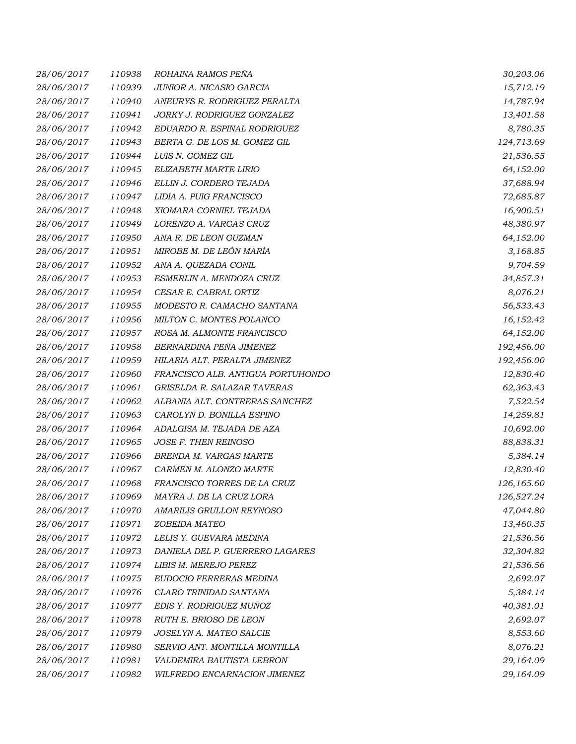| | | | |
|---|---|---|---|
| *28/06/2017* | *110938* | *ROHAINA RAMOS PEÑA* | *30,203.06* |
| *28/06/2017* | *110939* | *JUNIOR A. NICASIO GARCIA* | *15,712.19* |
| *28/06/2017* | *110940* | *ANEURYS R. RODRIGUEZ PERALTA* | *14,787.94* |
| *28/06/2017* | *110941* | *JORKY J. RODRIGUEZ GONZALEZ* | *13,401.58* |
| *28/06/2017* | *110942* | *EDUARDO R. ESPINAL RODRIGUEZ* | *8,780.35* |
| *28/06/2017* | *110943* | *BERTA G. DE LOS M. GOMEZ GIL* | *124,713.69* |
| *28/06/2017* | *110944* | *LUIS N. GOMEZ GIL* | *21,536.55* |
| *28/06/2017* | *110945* | *ELIZABETH MARTE LIRIO* | *64,152.00* |
| *28/06/2017* | *110946* | *ELLIN J. CORDERO TEJADA* | *37,688.94* |
| *28/06/2017* | *110947* | *LIDIA A. PUIG FRANCISCO* | *72,685.87* |
| *28/06/2017* | *110948* | *XIOMARA CORNIEL TEJADA* | *16,900.51* |
| *28/06/2017* | *110949* | *LORENZO A. VARGAS CRUZ* | *48,380.97* |
| *28/06/2017* | *110950* | *ANA R. DE LEON GUZMAN* | *64,152.00* |
| *28/06/2017* | *110951* | *MIROBE M. DE LEÓN MARÍA* | *3,168.85* |
| *28/06/2017* | *110952* | *ANA A. QUEZADA CONIL* | *9,704.59* |
| *28/06/2017* | *110953* | *ESMERLIN A. MENDOZA CRUZ* | *34,857.31* |
| *28/06/2017* | *110954* | *CESAR E. CABRAL ORTIZ* | *8,076.21* |
| *28/06/2017* | *110955* | *MODESTO R. CAMACHO SANTANA* | *56,533.43* |
| *28/06/2017* | *110956* | *MILTON C. MONTES POLANCO* | *16,152.42* |
| *28/06/2017* | *110957* | *ROSA M. ALMONTE FRANCISCO* | *64,152.00* |
| *28/06/2017* | *110958* | *BERNARDINA PEÑA JIMENEZ* | *192,456.00* |
| *28/06/2017* | *110959* | *HILARIA ALT. PERALTA JIMENEZ* | *192,456.00* |
| *28/06/2017* | *110960* | *FRANCISCO ALB. ANTIGUA PORTUHONDO* | *12,830.40* |
| *28/06/2017* | *110961* | *GRISELDA R. SALAZAR TAVERAS* | *62,363.43* |
| *28/06/2017* | *110962* | *ALBANIA ALT. CONTRERAS SANCHEZ* | *7,522.54* |
| *28/06/2017* | *110963* | *CAROLYN D. BONILLA ESPINO* | *14,259.81* |
| *28/06/2017* | *110964* | *ADALGISA M. TEJADA DE AZA* | *10,692.00* |
| *28/06/2017* | *110965* | *JOSE F. THEN REINOSO* | *88,838.31* |
| *28/06/2017* | *110966* | *BRENDA M. VARGAS MARTE* | *5,384.14* |
| *28/06/2017* | *110967* | *CARMEN M. ALONZO MARTE* | *12,830.40* |
| *28/06/2017* | *110968* | *FRANCISCO TORRES DE LA CRUZ* | *126,165.60* |
| *28/06/2017* | *110969* | *MAYRA J. DE LA CRUZ LORA* | *126,527.24* |
| *28/06/2017* | *110970* | *AMARILIS GRULLON REYNOSO* | *47,044.80* |
| *28/06/2017* | *110971* | *ZOBEIDA MATEO* | *13,460.35* |
| *28/06/2017* | *110972* | *LELIS Y. GUEVARA MEDINA* | *21,536.56* |
| *28/06/2017* | *110973* | *DANIELA DEL P. GUERRERO LAGARES* | *32,304.82* |
| *28/06/2017* | *110974* | *LIBIS M. MEREJO PEREZ* | *21,536.56* |
| *28/06/2017* | *110975* | *EUDOCIO FERRERAS MEDINA* | *2,692.07* |
| *28/06/2017* | *110976* | *CLARO TRINIDAD SANTANA* | *5,384.14* |
| *28/06/2017* | *110977* | *EDIS Y. RODRIGUEZ MUÑOZ* | *40,381.01* |
| *28/06/2017* | *110978* | *RUTH E. BRIOSO DE LEON* | *2,692.07* |
| *28/06/2017* | *110979* | *JOSELYN A. MATEO SALCIE* | *8,553.60* |
| *28/06/2017* | *110980* | *SERVIO ANT. MONTILLA MONTILLA* | *8,076.21* |
| *28/06/2017* | *110981* | *VALDEMIRA BAUTISTA LEBRON* | *29,164.09* |
| *28/06/2017* | *110982* | *WILFREDO ENCARNACION JIMENEZ* | *29,164.09* |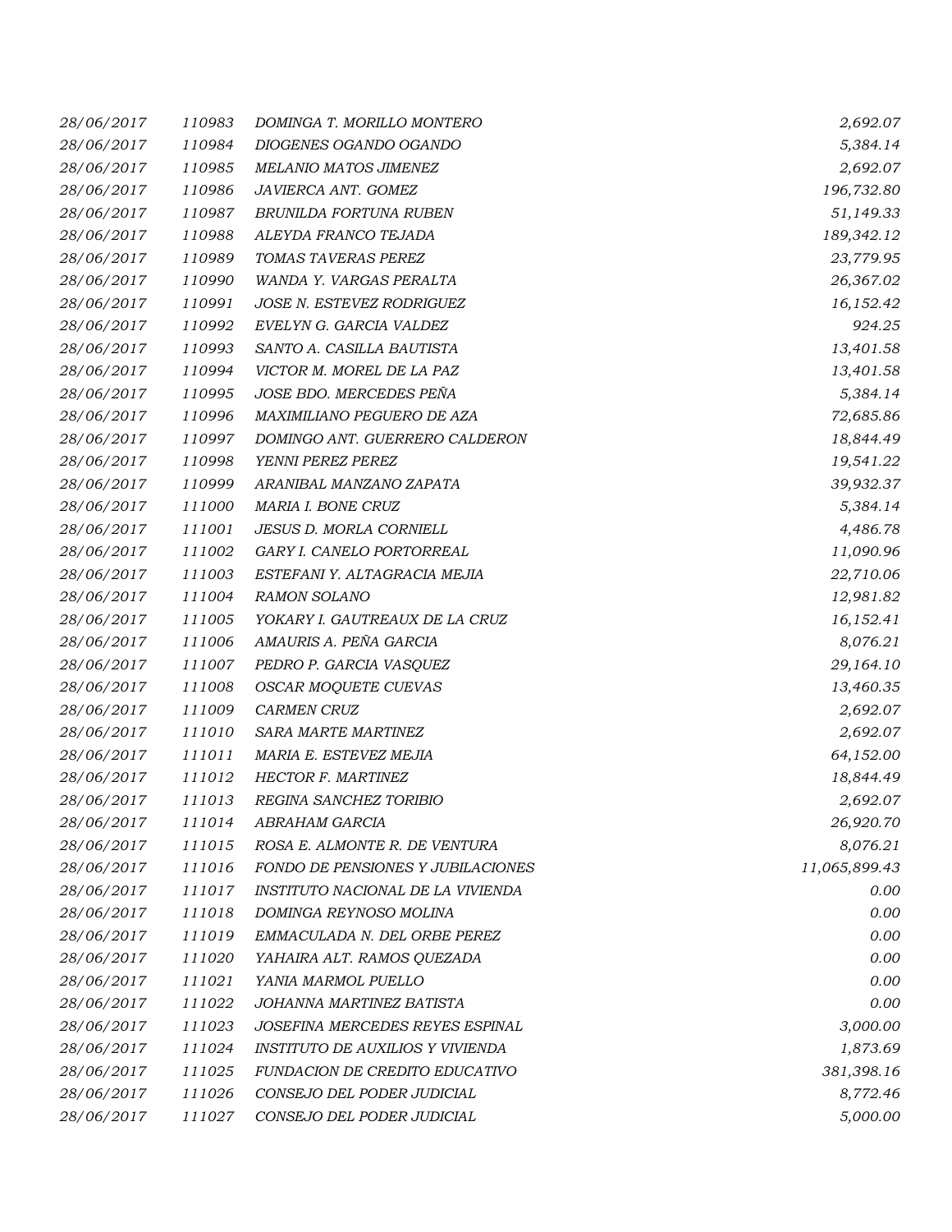| | | | |
|---|---|---|---|
| *28/06/2017* | *110983* | *DOMINGA T. MORILLO MONTERO* | *2,692.07* |
| *28/06/2017* | *110984* | *DIOGENES OGANDO OGANDO* | *5,384.14* |
| *28/06/2017* | *110985* | *MELANIO MATOS JIMENEZ* | *2,692.07* |
| *28/06/2017* | *110986* | *JAVIERCA ANT. GOMEZ* | *196,732.80* |
| *28/06/2017* | *110987* | *BRUNILDA FORTUNA RUBEN* | *51,149.33* |
| *28/06/2017* | *110988* | *ALEYDA FRANCO TEJADA* | *189,342.12* |
| *28/06/2017* | *110989* | *TOMAS TAVERAS PEREZ* | *23,779.95* |
| *28/06/2017* | *110990* | *WANDA Y. VARGAS PERALTA* | *26,367.02* |
| *28/06/2017* | *110991* | *JOSE N. ESTEVEZ RODRIGUEZ* | *16,152.42* |
| *28/06/2017* | *110992* | *EVELYN G. GARCIA VALDEZ* | *924.25* |
| *28/06/2017* | *110993* | *SANTO A. CASILLA BAUTISTA* | *13,401.58* |
| *28/06/2017* | *110994* | *VICTOR M. MOREL DE LA PAZ* | *13,401.58* |
| *28/06/2017* | *110995* | *JOSE BDO. MERCEDES PEÑA* | *5,384.14* |
| *28/06/2017* | *110996* | *MAXIMILIANO PEGUERO DE AZA* | *72,685.86* |
| *28/06/2017* | *110997* | *DOMINGO ANT. GUERRERO CALDERON* | *18,844.49* |
| *28/06/2017* | *110998* | *YENNI PEREZ PEREZ* | *19,541.22* |
| *28/06/2017* | *110999* | *ARANIBAL MANZANO ZAPATA* | *39,932.37* |
| *28/06/2017* | *111000* | *MARIA I. BONE CRUZ* | *5,384.14* |
| *28/06/2017* | *111001* | *JESUS D. MORLA CORNIELL* | *4,486.78* |
| *28/06/2017* | *111002* | *GARY I. CANELO PORTORREAL* | *11,090.96* |
| *28/06/2017* | *111003* | *ESTEFANI Y. ALTAGRACIA MEJIA* | *22,710.06* |
| *28/06/2017* | *111004* | *RAMON SOLANO* | *12,981.82* |
| *28/06/2017* | *111005* | *YOKARY I. GAUTREAUX DE LA CRUZ* | *16,152.41* |
| *28/06/2017* | *111006* | *AMAURIS A. PEÑA GARCIA* | *8,076.21* |
| *28/06/2017* | *111007* | *PEDRO P. GARCIA VASQUEZ* | *29,164.10* |
| *28/06/2017* | *111008* | *OSCAR MOQUETE CUEVAS* | *13,460.35* |
| *28/06/2017* | *111009* | *CARMEN CRUZ* | *2,692.07* |
| *28/06/2017* | *111010* | *SARA MARTE MARTINEZ* | *2,692.07* |
| *28/06/2017* | *111011* | *MARIA E. ESTEVEZ MEJIA* | *64,152.00* |
| *28/06/2017* | *111012* | *HECTOR F. MARTINEZ* | *18,844.49* |
| *28/06/2017* | *111013* | *REGINA SANCHEZ TORIBIO* | *2,692.07* |
| *28/06/2017* | *111014* | *ABRAHAM GARCIA* | *26,920.70* |
| *28/06/2017* | *111015* | *ROSA E. ALMONTE R. DE VENTURA* | *8,076.21* |
| *28/06/2017* | *111016* | *FONDO DE PENSIONES Y JUBILACIONES* | *11,065,899.43* |
| *28/06/2017* | *111017* | *INSTITUTO NACIONAL DE LA VIVIENDA* | *0.00* |
| *28/06/2017* | *111018* | *DOMINGA REYNOSO MOLINA* | *0.00* |
| *28/06/2017* | *111019* | *EMMACULADA N. DEL ORBE PEREZ* | *0.00* |
| *28/06/2017* | *111020* | *YAHAIRA ALT. RAMOS QUEZADA* | *0.00* |
| *28/06/2017* | *111021* | *YANIA MARMOL PUELLO* | *0.00* |
| *28/06/2017* | *111022* | *JOHANNA MARTINEZ BATISTA* | *0.00* |
| *28/06/2017* | *111023* | *JOSEFINA MERCEDES REYES ESPINAL* | *3,000.00* |
| *28/06/2017* | *111024* | *INSTITUTO DE AUXILIOS Y VIVIENDA* | *1,873.69* |
| *28/06/2017* | *111025* | *FUNDACION DE CREDITO EDUCATIVO* | *381,398.16* |
| *28/06/2017* | *111026* | *CONSEJO DEL PODER JUDICIAL* | *8,772.46* |
| *28/06/2017* | *111027* | *CONSEJO DEL PODER JUDICIAL* | *5,000.00* |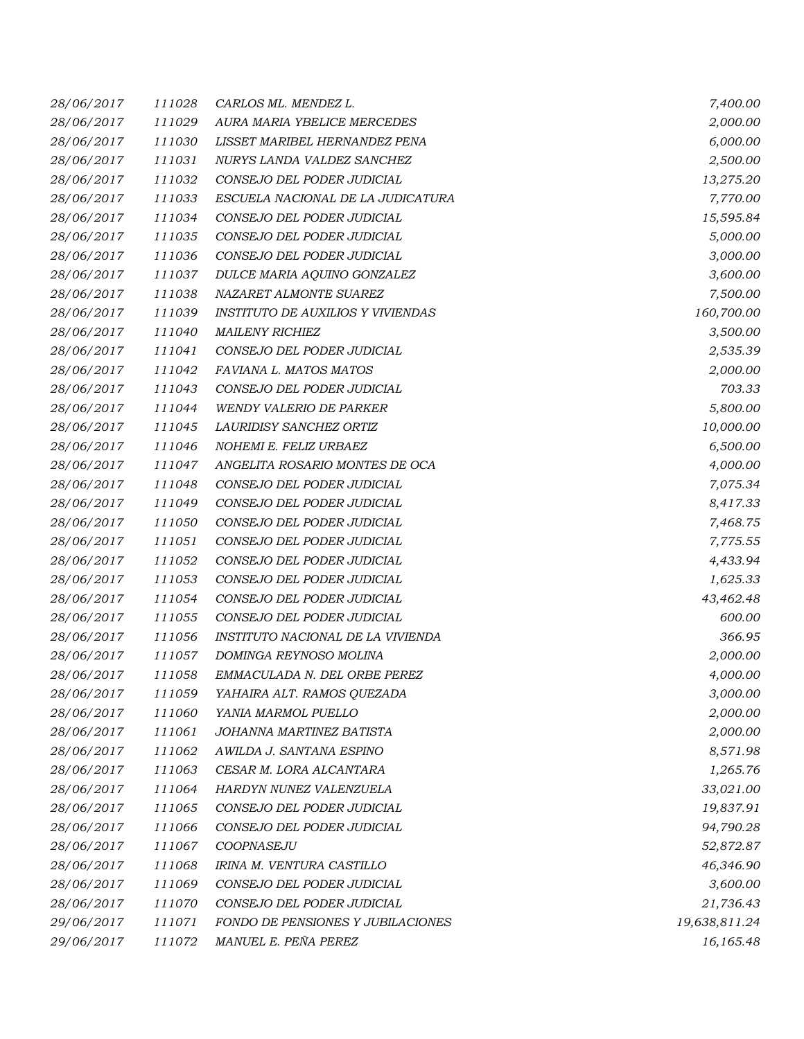| | | | |
|---|---|---|---|
| 28/06/2017 | 111028 | CARLOS ML. MENDEZ L. | 7,400.00 |
| 28/06/2017 | 111029 | AURA MARIA YBELICE MERCEDES | 2,000.00 |
| 28/06/2017 | 111030 | LISSET MARIBEL HERNANDEZ PENA | 6,000.00 |
| 28/06/2017 | 111031 | NURYS LANDA VALDEZ SANCHEZ | 2,500.00 |
| 28/06/2017 | 111032 | CONSEJO DEL PODER JUDICIAL | 13,275.20 |
| 28/06/2017 | 111033 | ESCUELA NACIONAL DE LA JUDICATURA | 7,770.00 |
| 28/06/2017 | 111034 | CONSEJO DEL PODER JUDICIAL | 15,595.84 |
| 28/06/2017 | 111035 | CONSEJO DEL PODER JUDICIAL | 5,000.00 |
| 28/06/2017 | 111036 | CONSEJO DEL PODER JUDICIAL | 3,000.00 |
| 28/06/2017 | 111037 | DULCE MARIA AQUINO GONZALEZ | 3,600.00 |
| 28/06/2017 | 111038 | NAZARET ALMONTE SUAREZ | 7,500.00 |
| 28/06/2017 | 111039 | INSTITUTO DE AUXILIOS Y VIVIENDAS | 160,700.00 |
| 28/06/2017 | 111040 | MAILENY RICHIEZ | 3,500.00 |
| 28/06/2017 | 111041 | CONSEJO DEL PODER JUDICIAL | 2,535.39 |
| 28/06/2017 | 111042 | FAVIANA L. MATOS MATOS | 2,000.00 |
| 28/06/2017 | 111043 | CONSEJO DEL PODER JUDICIAL | 703.33 |
| 28/06/2017 | 111044 | WENDY VALERIO DE PARKER | 5,800.00 |
| 28/06/2017 | 111045 | LAURIDISY SANCHEZ ORTIZ | 10,000.00 |
| 28/06/2017 | 111046 | NOHEMI E. FELIZ URBAEZ | 6,500.00 |
| 28/06/2017 | 111047 | ANGELITA ROSARIO MONTES DE OCA | 4,000.00 |
| 28/06/2017 | 111048 | CONSEJO DEL PODER JUDICIAL | 7,075.34 |
| 28/06/2017 | 111049 | CONSEJO DEL PODER JUDICIAL | 8,417.33 |
| 28/06/2017 | 111050 | CONSEJO DEL PODER JUDICIAL | 7,468.75 |
| 28/06/2017 | 111051 | CONSEJO DEL PODER JUDICIAL | 7,775.55 |
| 28/06/2017 | 111052 | CONSEJO DEL PODER JUDICIAL | 4,433.94 |
| 28/06/2017 | 111053 | CONSEJO DEL PODER JUDICIAL | 1,625.33 |
| 28/06/2017 | 111054 | CONSEJO DEL PODER JUDICIAL | 43,462.48 |
| 28/06/2017 | 111055 | CONSEJO DEL PODER JUDICIAL | 600.00 |
| 28/06/2017 | 111056 | INSTITUTO NACIONAL DE LA VIVIENDA | 366.95 |
| 28/06/2017 | 111057 | DOMINGA REYNOSO MOLINA | 2,000.00 |
| 28/06/2017 | 111058 | EMMACULADA N. DEL ORBE PEREZ | 4,000.00 |
| 28/06/2017 | 111059 | YAHAIRA ALT. RAMOS QUEZADA | 3,000.00 |
| 28/06/2017 | 111060 | YANIA MARMOL PUELLO | 2,000.00 |
| 28/06/2017 | 111061 | JOHANNA MARTINEZ BATISTA | 2,000.00 |
| 28/06/2017 | 111062 | AWILDA J. SANTANA ESPINO | 8,571.98 |
| 28/06/2017 | 111063 | CESAR M. LORA ALCANTARA | 1,265.76 |
| 28/06/2017 | 111064 | HARDYN NUNEZ VALENZUELA | 33,021.00 |
| 28/06/2017 | 111065 | CONSEJO DEL PODER JUDICIAL | 19,837.91 |
| 28/06/2017 | 111066 | CONSEJO DEL PODER JUDICIAL | 94,790.28 |
| 28/06/2017 | 111067 | COOPNASEJU | 52,872.87 |
| 28/06/2017 | 111068 | IRINA M. VENTURA CASTILLO | 46,346.90 |
| 28/06/2017 | 111069 | CONSEJO DEL PODER JUDICIAL | 3,600.00 |
| 28/06/2017 | 111070 | CONSEJO DEL PODER JUDICIAL | 21,736.43 |
| 29/06/2017 | 111071 | FONDO DE PENSIONES Y JUBILACIONES | 19,638,811.24 |
| 29/06/2017 | 111072 | MANUEL E. PEÑA PEREZ | 16,165.48 |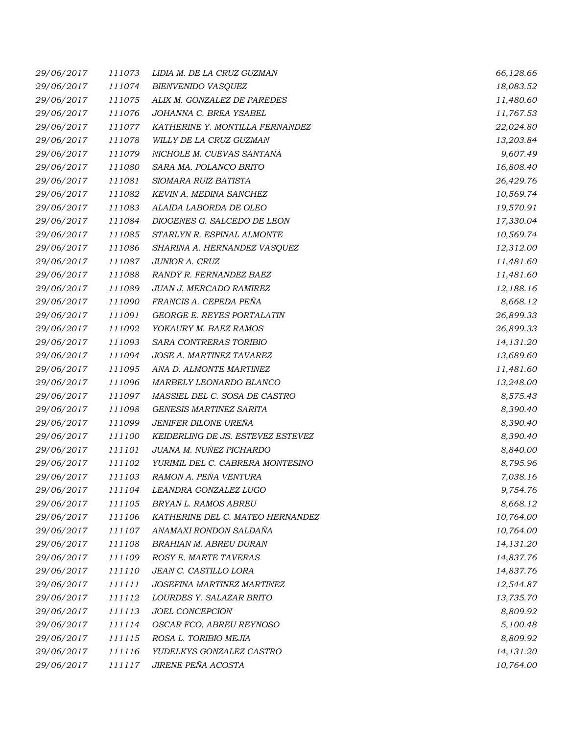| | | | |
|---|---|---|---|
| 29/06/2017 | 111073 | LIDIA M. DE LA CRUZ GUZMAN | 66,128.66 |
| 29/06/2017 | 111074 | BIENVENIDO VASQUEZ | 18,083.52 |
| 29/06/2017 | 111075 | ALIX M. GONZALEZ DE PAREDES | 11,480.60 |
| 29/06/2017 | 111076 | JOHANNA C. BREA YSABEL | 11,767.53 |
| 29/06/2017 | 111077 | KATHERINE Y. MONTILLA FERNANDEZ | 22,024.80 |
| 29/06/2017 | 111078 | WILLY DE LA CRUZ GUZMAN | 13,203.84 |
| 29/06/2017 | 111079 | NICHOLE M. CUEVAS SANTANA | 9,607.49 |
| 29/06/2017 | 111080 | SARA MA. POLANCO BRITO | 16,808.40 |
| 29/06/2017 | 111081 | SIOMARA RUIZ BATISTA | 26,429.76 |
| 29/06/2017 | 111082 | KEVIN A. MEDINA SANCHEZ | 10,569.74 |
| 29/06/2017 | 111083 | ALAIDA LABORDA DE OLEO | 19,570.91 |
| 29/06/2017 | 111084 | DIOGENES G. SALCEDO DE LEON | 17,330.04 |
| 29/06/2017 | 111085 | STARLYN R. ESPINAL ALMONTE | 10,569.74 |
| 29/06/2017 | 111086 | SHARINA A. HERNANDEZ VASQUEZ | 12,312.00 |
| 29/06/2017 | 111087 | JUNIOR A. CRUZ | 11,481.60 |
| 29/06/2017 | 111088 | RANDY R. FERNANDEZ BAEZ | 11,481.60 |
| 29/06/2017 | 111089 | JUAN J. MERCADO RAMIREZ | 12,188.16 |
| 29/06/2017 | 111090 | FRANCIS A. CEPEDA PEÑA | 8,668.12 |
| 29/06/2017 | 111091 | GEORGE E. REYES PORTALATIN | 26,899.33 |
| 29/06/2017 | 111092 | YOKAURY M. BAEZ RAMOS | 26,899.33 |
| 29/06/2017 | 111093 | SARA CONTRERAS TORIBIO | 14,131.20 |
| 29/06/2017 | 111094 | JOSE A. MARTINEZ TAVAREZ | 13,689.60 |
| 29/06/2017 | 111095 | ANA D. ALMONTE MARTINEZ | 11,481.60 |
| 29/06/2017 | 111096 | MARBELY LEONARDO BLANCO | 13,248.00 |
| 29/06/2017 | 111097 | MASSIEL DEL C. SOSA DE CASTRO | 8,575.43 |
| 29/06/2017 | 111098 | GENESIS MARTINEZ SARITA | 8,390.40 |
| 29/06/2017 | 111099 | JENIFER DILONE UREÑA | 8,390.40 |
| 29/06/2017 | 111100 | KEIDERLING DE JS. ESTEVEZ ESTEVEZ | 8,390.40 |
| 29/06/2017 | 111101 | JUANA M. NUÑEZ PICHARDO | 8,840.00 |
| 29/06/2017 | 111102 | YURIMIL DEL C. CABRERA MONTESINO | 8,795.96 |
| 29/06/2017 | 111103 | RAMON A. PEÑA VENTURA | 7,038.16 |
| 29/06/2017 | 111104 | LEANDRA GONZALEZ LUGO | 9,754.76 |
| 29/06/2017 | 111105 | BRYAN L. RAMOS ABREU | 8,668.12 |
| 29/06/2017 | 111106 | KATHERINE DEL C. MATEO HERNANDEZ | 10,764.00 |
| 29/06/2017 | 111107 | ANAMAXI RONDON SALDAÑA | 10,764.00 |
| 29/06/2017 | 111108 | BRAHIAN M. ABREU DURAN | 14,131.20 |
| 29/06/2017 | 111109 | ROSY E. MARTE TAVERAS | 14,837.76 |
| 29/06/2017 | 111110 | JEAN C. CASTILLO LORA | 14,837.76 |
| 29/06/2017 | 111111 | JOSEFINA MARTINEZ MARTINEZ | 12,544.87 |
| 29/06/2017 | 111112 | LOURDES Y. SALAZAR BRITO | 13,735.70 |
| 29/06/2017 | 111113 | JOEL CONCEPCION | 8,809.92 |
| 29/06/2017 | 111114 | OSCAR FCO. ABREU REYNOSO | 5,100.48 |
| 29/06/2017 | 111115 | ROSA L. TORIBIO MEJIA | 8,809.92 |
| 29/06/2017 | 111116 | YUDELKYS GONZALEZ CASTRO | 14,131.20 |
| 29/06/2017 | 111117 | JIRENE PEÑA ACOSTA | 10,764.00 |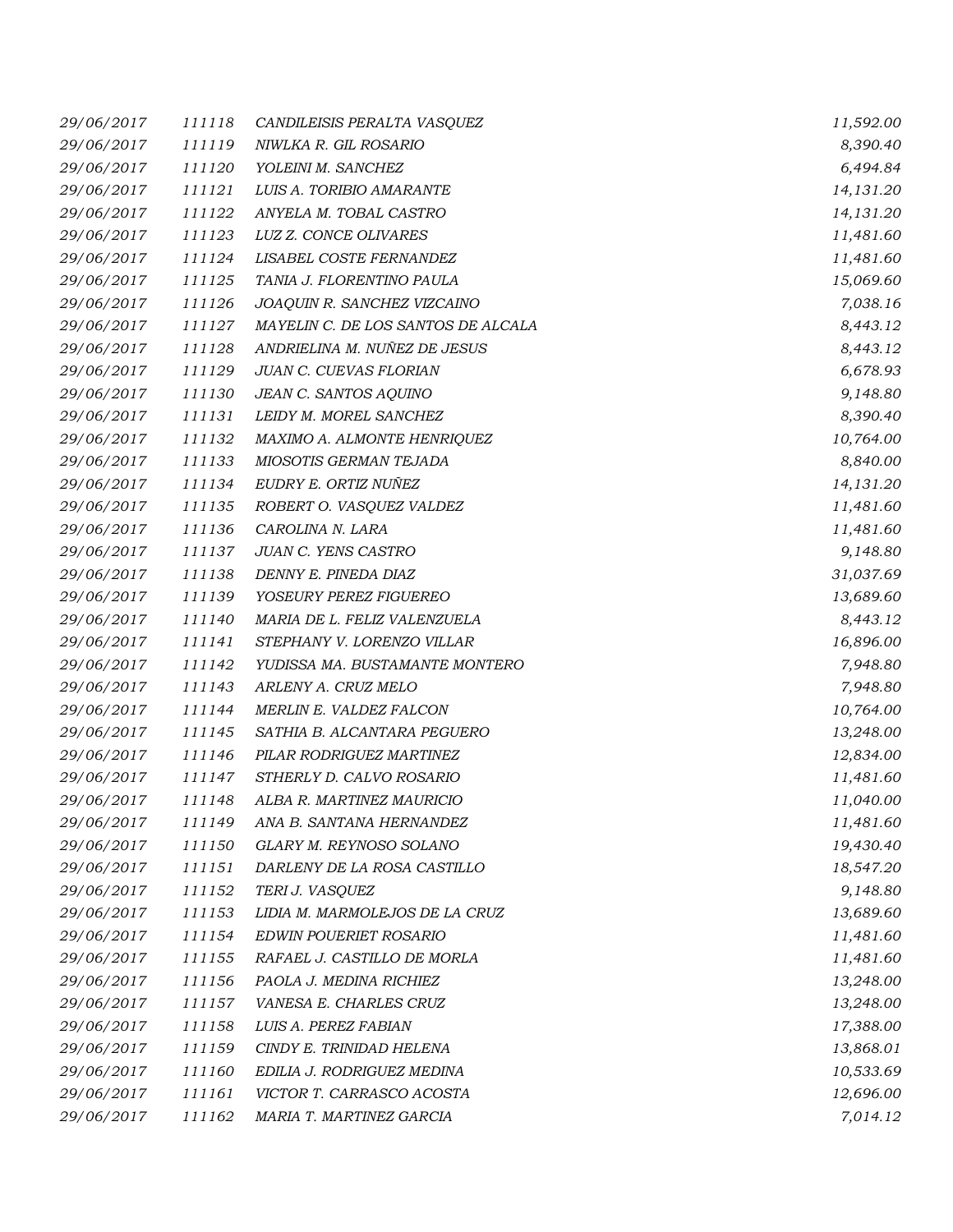| | | | |
|---|---|---|---|
| 29/06/2017 | 111118 | CANDILEISIS PERALTA VASQUEZ | 11,592.00 |
| 29/06/2017 | 111119 | NIWLKA R. GIL ROSARIO | 8,390.40 |
| 29/06/2017 | 111120 | YOLEINI M. SANCHEZ | 6,494.84 |
| 29/06/2017 | 111121 | LUIS A. TORIBIO AMARANTE | 14,131.20 |
| 29/06/2017 | 111122 | ANYELA M. TOBAL CASTRO | 14,131.20 |
| 29/06/2017 | 111123 | LUZ Z. CONCE OLIVARES | 11,481.60 |
| 29/06/2017 | 111124 | LISABEL COSTE FERNANDEZ | 11,481.60 |
| 29/06/2017 | 111125 | TANIA J. FLORENTINO PAULA | 15,069.60 |
| 29/06/2017 | 111126 | JOAQUIN R. SANCHEZ VIZCAINO | 7,038.16 |
| 29/06/2017 | 111127 | MAYELIN C. DE LOS SANTOS DE ALCALA | 8,443.12 |
| 29/06/2017 | 111128 | ANDRIELINA M. NUÑEZ DE JESUS | 8,443.12 |
| 29/06/2017 | 111129 | JUAN C. CUEVAS FLORIAN | 6,678.93 |
| 29/06/2017 | 111130 | JEAN C. SANTOS AQUINO | 9,148.80 |
| 29/06/2017 | 111131 | LEIDY M. MOREL SANCHEZ | 8,390.40 |
| 29/06/2017 | 111132 | MAXIMO A. ALMONTE HENRIQUEZ | 10,764.00 |
| 29/06/2017 | 111133 | MIOSOTIS GERMAN TEJADA | 8,840.00 |
| 29/06/2017 | 111134 | EUDRY E. ORTIZ NUÑEZ | 14,131.20 |
| 29/06/2017 | 111135 | ROBERT O. VASQUEZ VALDEZ | 11,481.60 |
| 29/06/2017 | 111136 | CAROLINA N. LARA | 11,481.60 |
| 29/06/2017 | 111137 | JUAN C. YENS CASTRO | 9,148.80 |
| 29/06/2017 | 111138 | DENNY E. PINEDA DIAZ | 31,037.69 |
| 29/06/2017 | 111139 | YOSEURY PEREZ FIGUEREO | 13,689.60 |
| 29/06/2017 | 111140 | MARIA DE L. FELIZ VALENZUELA | 8,443.12 |
| 29/06/2017 | 111141 | STEPHANY V. LORENZO VILLAR | 16,896.00 |
| 29/06/2017 | 111142 | YUDISSA MA. BUSTAMANTE MONTERO | 7,948.80 |
| 29/06/2017 | 111143 | ARLENY A. CRUZ MELO | 7,948.80 |
| 29/06/2017 | 111144 | MERLIN E. VALDEZ FALCON | 10,764.00 |
| 29/06/2017 | 111145 | SATHIA B. ALCANTARA PEGUERO | 13,248.00 |
| 29/06/2017 | 111146 | PILAR RODRIGUEZ MARTINEZ | 12,834.00 |
| 29/06/2017 | 111147 | STHERLY D. CALVO ROSARIO | 11,481.60 |
| 29/06/2017 | 111148 | ALBA R. MARTINEZ MAURICIO | 11,040.00 |
| 29/06/2017 | 111149 | ANA B. SANTANA HERNANDEZ | 11,481.60 |
| 29/06/2017 | 111150 | GLARY M. REYNOSO SOLANO | 19,430.40 |
| 29/06/2017 | 111151 | DARLENY DE LA ROSA CASTILLO | 18,547.20 |
| 29/06/2017 | 111152 | TERI J. VASQUEZ | 9,148.80 |
| 29/06/2017 | 111153 | LIDIA M. MARMOLEJOS DE LA CRUZ | 13,689.60 |
| 29/06/2017 | 111154 | EDWIN POUERIET ROSARIO | 11,481.60 |
| 29/06/2017 | 111155 | RAFAEL J. CASTILLO DE MORLA | 11,481.60 |
| 29/06/2017 | 111156 | PAOLA J. MEDINA RICHIEZ | 13,248.00 |
| 29/06/2017 | 111157 | VANESA E. CHARLES CRUZ | 13,248.00 |
| 29/06/2017 | 111158 | LUIS A. PEREZ FABIAN | 17,388.00 |
| 29/06/2017 | 111159 | CINDY E. TRINIDAD HELENA | 13,868.01 |
| 29/06/2017 | 111160 | EDILIA J. RODRIGUEZ MEDINA | 10,533.69 |
| 29/06/2017 | 111161 | VICTOR T. CARRASCO ACOSTA | 12,696.00 |
| 29/06/2017 | 111162 | MARIA T. MARTINEZ GARCIA | 7,014.12 |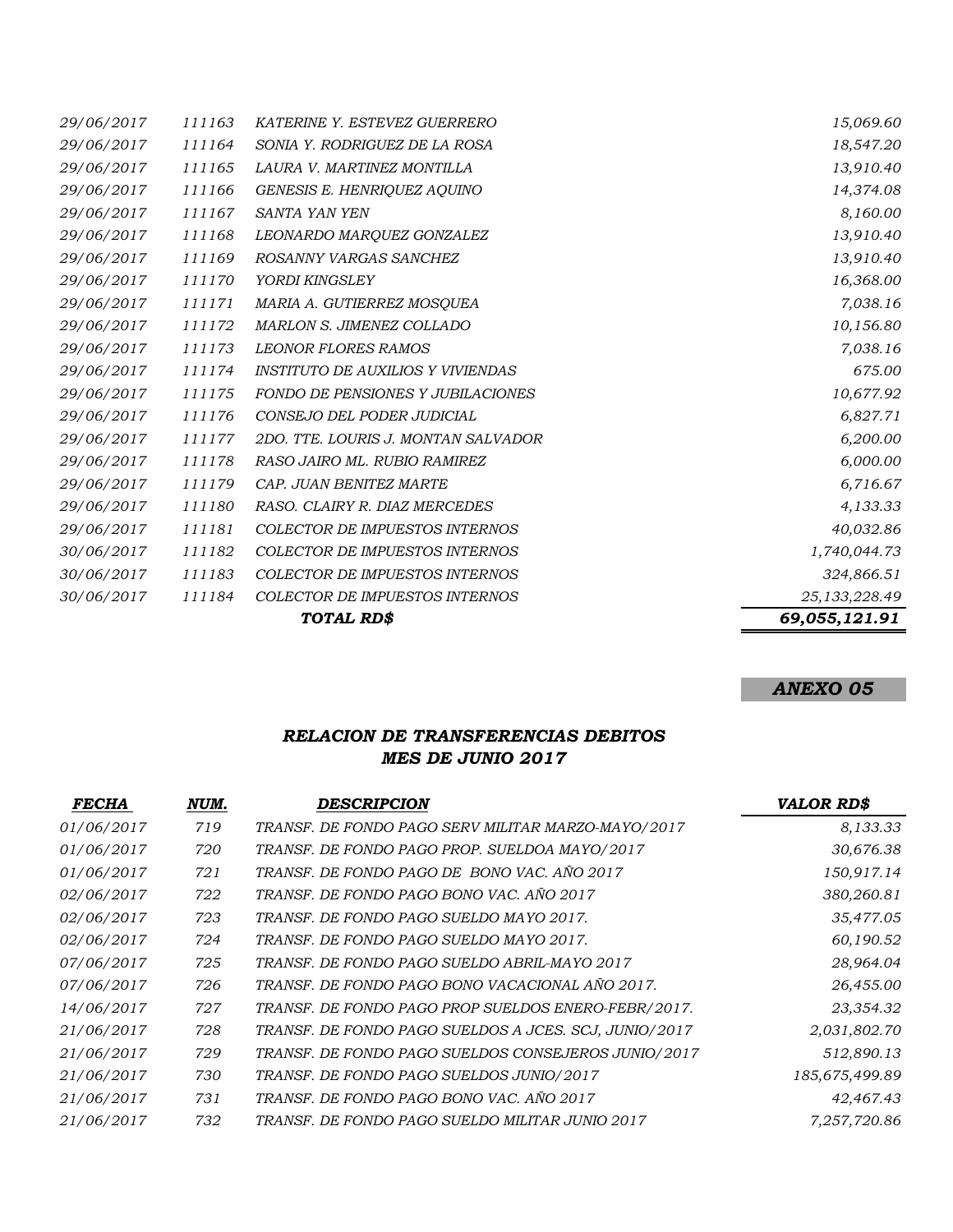| | | | |
|---|---|---|---|
| *29/06/2017* | *111163* | *KATERINE Y. ESTEVEZ GUERRERO* | *15,069.60* |
| *29/06/2017* | *111164* | *SONIA Y. RODRIGUEZ DE LA ROSA* | *18,547.20* |
| *29/06/2017* | *111165* | *LAURA V. MARTINEZ MONTILLA* | *13,910.40* |
| *29/06/2017* | *111166* | *GENESIS E. HENRIQUEZ AQUINO* | *14,374.08* |
| *29/06/2017* | *111167* | *SANTA YAN YEN* | *8,160.00* |
| *29/06/2017* | *111168* | *LEONARDO MARQUEZ GONZALEZ* | *13,910.40* |
| *29/06/2017* | *111169* | *ROSANNY VARGAS SANCHEZ* | *13,910.40* |
| *29/06/2017* | *111170* | *YORDI KINGSLEY* | *16,368.00* |
| *29/06/2017* | *111171* | *MARIA A. GUTIERREZ MOSQUEA* | *7,038.16* |
| *29/06/2017* | *111172* | *MARLON S. JIMENEZ COLLADO* | *10,156.80* |
| *29/06/2017* | *111173* | *LEONOR FLORES RAMOS* | *7,038.16* |
| *29/06/2017* | *111174* | *INSTITUTO DE AUXILIOS Y VIVIENDAS* | *675.00* |
| *29/06/2017* | *111175* | *FONDO DE PENSIONES Y JUBILACIONES* | *10,677.92* |
| *29/06/2017* | *111176* | *CONSEJO DEL PODER JUDICIAL* | *6,827.71* |
| *29/06/2017* | *111177* | *2DO. TTE. LOURIS J. MONTAN SALVADOR* | *6,200.00* |
| *29/06/2017* | *111178* | *RASO JAIRO ML. RUBIO RAMIREZ* | *6,000.00* |
| *29/06/2017* | *111179* | *CAP. JUAN BENITEZ MARTE* | *6,716.67* |
| *29/06/2017* | *111180* | *RASO. CLAIRY R. DIAZ MERCEDES* | *4,133.33* |
| *29/06/2017* | *111181* | *COLECTOR DE IMPUESTOS INTERNOS* | *40,032.86* |
| *30/06/2017* | *111182* | *COLECTOR DE IMPUESTOS INTERNOS* | *1,740,044.73* |
| *30/06/2017* | *111183* | *COLECTOR DE IMPUESTOS INTERNOS* | *324,866.51* |
| *30/06/2017* | *111184* | *COLECTOR DE IMPUESTOS INTERNOS* | *25,133,228.49* |
| | | ***TOTAL RD$*** | ***69,055,121.91*** |

***ANEXO 05***

## *RELACION DE TRANSFERENCIAS DEBITOS*
## *MES DE JUNIO 2017*

| *FECHA* | *NUM.* | *DESCRIPCION* | *VALOR RD$* |
|---|---|---|---|
| *01/06/2017* | *719* | *TRANSF. DE FONDO PAGO SERV MILITAR MARZO-MAYO/2017* | *8,133.33* |
| *01/06/2017* | *720* | *TRANSF. DE FONDO PAGO PROP. SUELDOA MAYO/2017* | *30,676.38* |
| *01/06/2017* | *721* | *TRANSF. DE FONDO PAGO DE BONO VAC. AÑO 2017* | *150,917.14* |
| *02/06/2017* | *722* | *TRANSF. DE FONDO PAGO BONO VAC. AÑO 2017* | *380,260.81* |
| *02/06/2017* | *723* | *TRANSF. DE FONDO PAGO SUELDO MAYO 2017.* | *35,477.05* |
| *02/06/2017* | *724* | *TRANSF. DE FONDO PAGO SUELDO MAYO 2017.* | *60,190.52* |
| *07/06/2017* | *725* | *TRANSF. DE FONDO PAGO SUELDO ABRIL-MAYO 2017* | *28,964.04* |
| *07/06/2017* | *726* | *TRANSF. DE FONDO PAGO BONO VACACIONAL AÑO 2017.* | *26,455.00* |
| *14/06/2017* | *727* | *TRANSF. DE FONDO PAGO PROP SUELDOS ENERO-FEBR/2017.* | *23,354.32* |
| *21/06/2017* | *728* | *TRANSF. DE FONDO PAGO SUELDOS A JCES. SCJ, JUNIO/2017* | *2,031,802.70* |
| *21/06/2017* | *729* | *TRANSF. DE FONDO PAGO SUELDOS CONSEJEROS JUNIO/2017* | *512,890.13* |
| *21/06/2017* | *730* | *TRANSF. DE FONDO PAGO SUELDOS JUNIO/2017* | *185,675,499.89* |
| *21/06/2017* | *731* | *TRANSF. DE FONDO PAGO BONO VAC. AÑO 2017* | *42,467.43* |
| *21/06/2017* | *732* | *TRANSF. DE FONDO PAGO SUELDO MILITAR JUNIO 2017* | *7,257,720.86* |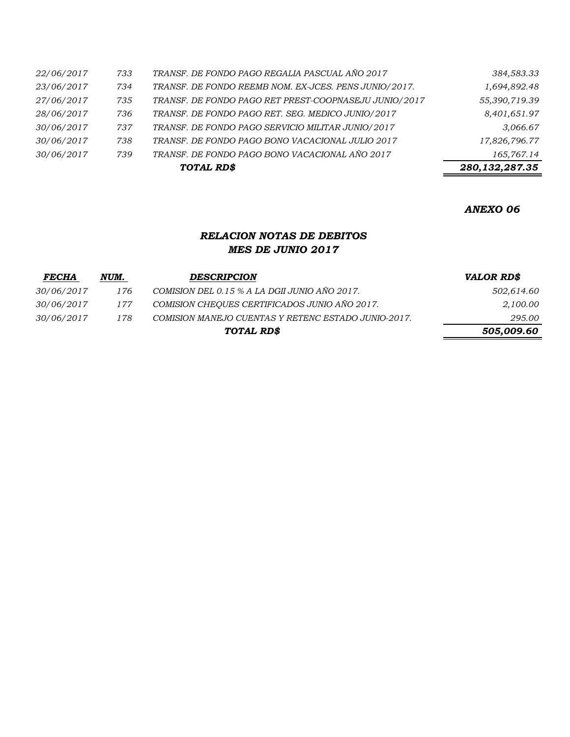| | | | |
|---|---|---|---|
| *22/06/2017* | *733* | *TRANSF. DE FONDO PAGO REGALIA PASCUAL AÑO 2017* | *384,583.33* |
| *23/06/2017* | *734* | *TRANSF. DE FONDO REEMB NOM. EX-JCES. PENS JUNIO/2017.* | *1,694,892.48* |
| *27/06/2017* | *735* | *TRANSF. DE FONDO PAGO RET PREST-COOPNASEJU JUNIO/2017* | *55,390,719.39* |
| *28/06/2017* | *736* | *TRANSF. DE FONDO PAGO RET. SEG. MEDICO JUNIO/2017* | *8,401,651.97* |
| *30/06/2017* | *737* | *TRANSF. DE FONDO PAGO SERVICIO MILITAR JUNIO/2017* | *3,066.67* |
| *30/06/2017* | *738* | *TRANSF. DE FONDO PAGO BONO VACACIONAL JULIO 2017* | *17,826,796.77* |
| *30/06/2017* | *739* | *TRANSF. DE FONDO PAGO BONO VACACIONAL AÑO 2017* | *165,767.14* |
| | | ***TOTAL RD$*** | ***280,132,287.35*** |

***ANEXO 06***

## *RELACION NOTAS DE DEBITOS*
## *MES DE JUNIO 2017*

| ***FECHA*** | ***NUM.*** | ***DESCRIPCION*** | ***VALOR RD$*** |
|---|---|---|---|
| *30/06/2017* | *176* | *COMISION DEL 0.15 % A LA DGII JUNIO AÑO 2017.* | *502,614.60* |
| *30/06/2017* | *177* | *COMISION CHEQUES CERTIFICADOS JUNIO AÑO 2017.* | *2,100.00* |
| *30/06/2017* | *178* | *COMISION MANEJO CUENTAS Y RETENC ESTADO JUNIO-2017.* | *295.00* |
| | | ***TOTAL RD$*** | ***505,009.60*** |